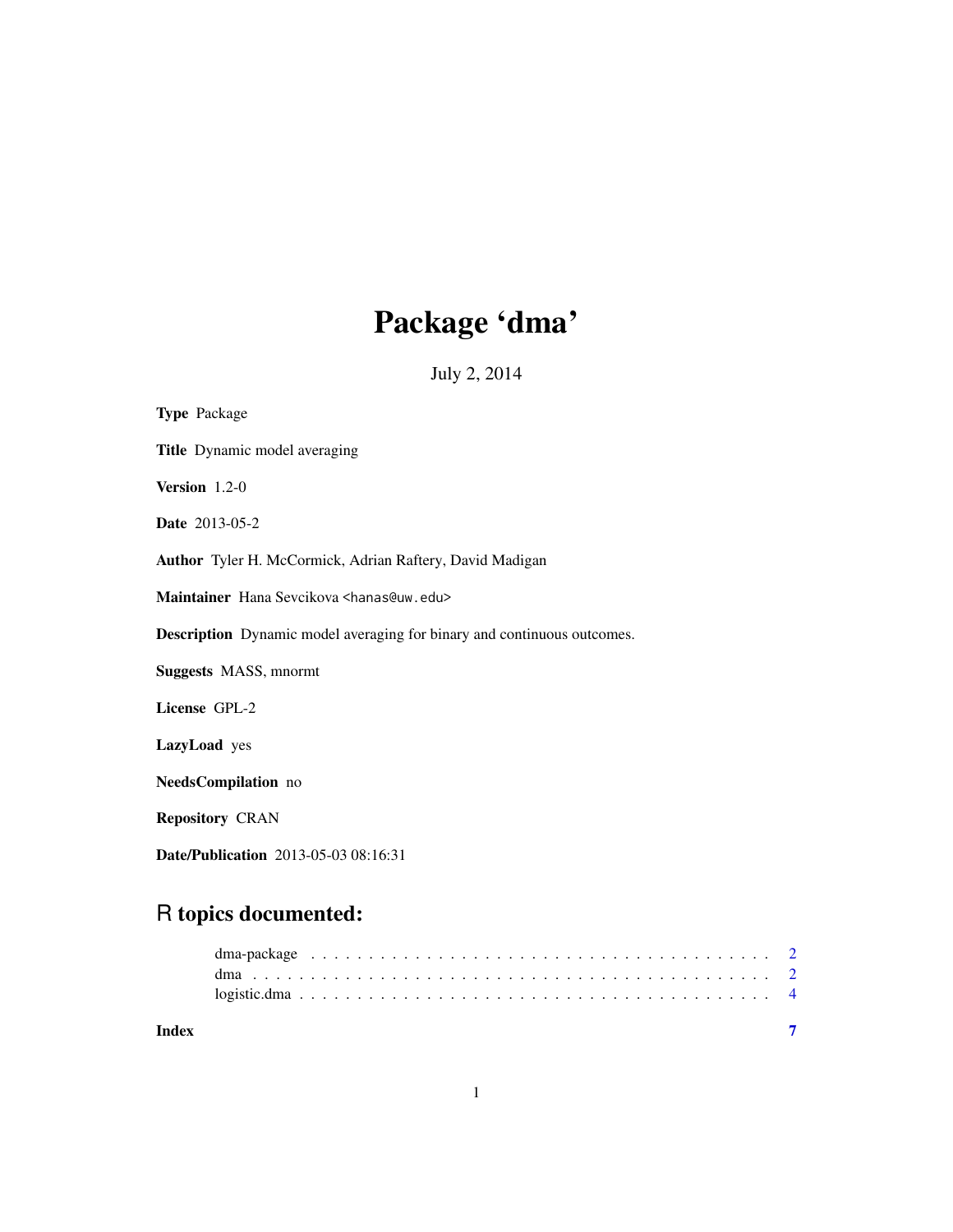# Package 'dma'

July 2, 2014

**Type** Package

**Title** Dynamic model averaging

**Version** 1.2-0

**Date** 2013-05-2

**Author** Tyler H. McCormick, Adrian Raftery, David Madigan

**Maintainer** Hana Sevcikova <hanas@uw.edu>

**Description** Dynamic model averaging for binary and continuous outcomes.

**Suggests** MASS, mnormt

**License** GPL-2

**LazyLoad** yes

**NeedsCompilation** no

**Repository** CRAN

**Date/Publication** 2013-05-03 08:16:31

## R topics documented:

| | |
|---|---|
| dma-package | 2 |
| dma | 2 |
| logistic.dma | 4 |
| **Index** | **7** |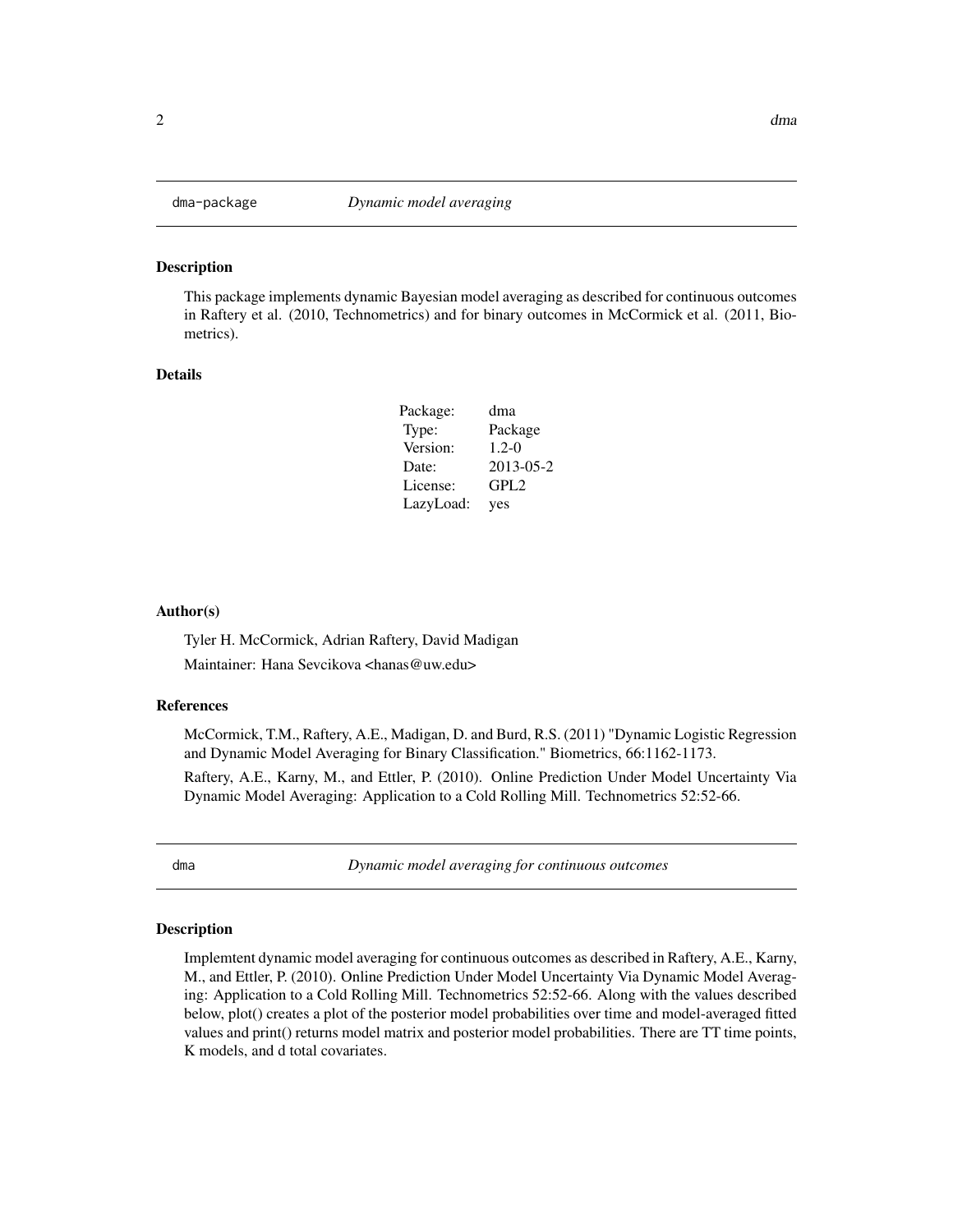## dma-package *Dynamic model averaging*

### Description

This package implements dynamic Bayesian model averaging as described for continuous outcomes in Raftery et al. (2010, Technometrics) and for binary outcomes in McCormick et al. (2011, Biometrics).

### Details

| | |
|---|---|
| Package: | dma |
| Type: | Package |
| Version: | 1.2-0 |
| Date: | 2013-05-2 |
| License: | GPL2 |
| LazyLoad: | yes |

### Author(s)

Tyler H. McCormick, Adrian Raftery, David Madigan

Maintainer: Hana Sevcikova <hanas@uw.edu>

### References

McCormick, T.M., Raftery, A.E., Madigan, D. and Burd, R.S. (2011) "Dynamic Logistic Regression and Dynamic Model Averaging for Binary Classification." Biometrics, 66:1162-1173.

Raftery, A.E., Karny, M., and Ettler, P. (2010). Online Prediction Under Model Uncertainty Via Dynamic Model Averaging: Application to a Cold Rolling Mill. Technometrics 52:52-66.

## dma *Dynamic model averaging for continuous outcomes*

### Description

Implemtent dynamic model averaging for continuous outcomes as described in Raftery, A.E., Karny, M., and Ettler, P. (2010). Online Prediction Under Model Uncertainty Via Dynamic Model Averaging: Application to a Cold Rolling Mill. Technometrics 52:52-66. Along with the values described below, plot() creates a plot of the posterior model probabilities over time and model-averaged fitted values and print() returns model matrix and posterior model probabilities. There are TT time points, K models, and d total covariates.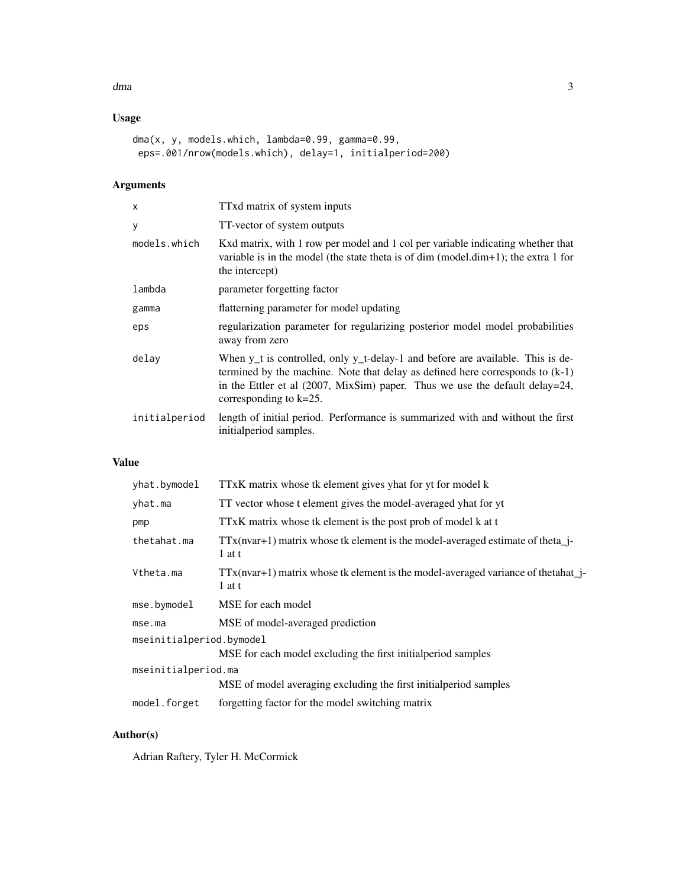## Usage

```
dma(x, y, models.which, lambda=0.99, gamma=0.99,
 eps=.001/nrow(models.which), delay=1, initialperiod=200)
```

## Arguments

| | |
|---|---|
| x | TTxd matrix of system inputs |
| y | TT-vector of system outputs |
| models.which | Kxd matrix, with 1 row per model and 1 col per variable indicating whether that variable is in the model (the state theta is of dim (model.dim+1); the extra 1 for the intercept) |
| lambda | parameter forgetting factor |
| gamma | flatterning parameter for model updating |
| eps | regularization parameter for regularizing posterior model model probabilities away from zero |
| delay | When y_t is controlled, only y_t-delay-1 and before are available. This is determined by the machine. Note that delay as defined here corresponds to (k-1) in the Ettler et al (2007, MixSim) paper. Thus we use the default delay=24, corresponding to k=25. |
| initialperiod | length of initial period. Performance is summarized with and without the first initialperiod samples. |

## Value

| | |
|---|---|
| yhat.bymodel | TTxK matrix whose tk element gives yhat for yt for model k |
| yhat.ma | TT vector whose t element gives the model-averaged yhat for yt |
| pmp | TTxK matrix whose tk element is the post prob of model k at t |
| thetahat.ma | TTx(nvar+1) matrix whose tk element is the model-averaged estimate of theta_j-1 at t |
| Vtheta.ma | TTx(nvar+1) matrix whose tk element is the model-averaged variance of thetahat_j-1 at t |
| mse.bymodel | MSE for each model |
| mse.ma | MSE of model-averaged prediction |
| mseinitialperiod.bymodel | MSE for each model excluding the first initialperiod samples |
| mseinitialperiod.ma | MSE of model averaging excluding the first initialperiod samples |
| model.forget | forgetting factor for the model switching matrix |

## Author(s)

Adrian Raftery, Tyler H. McCormick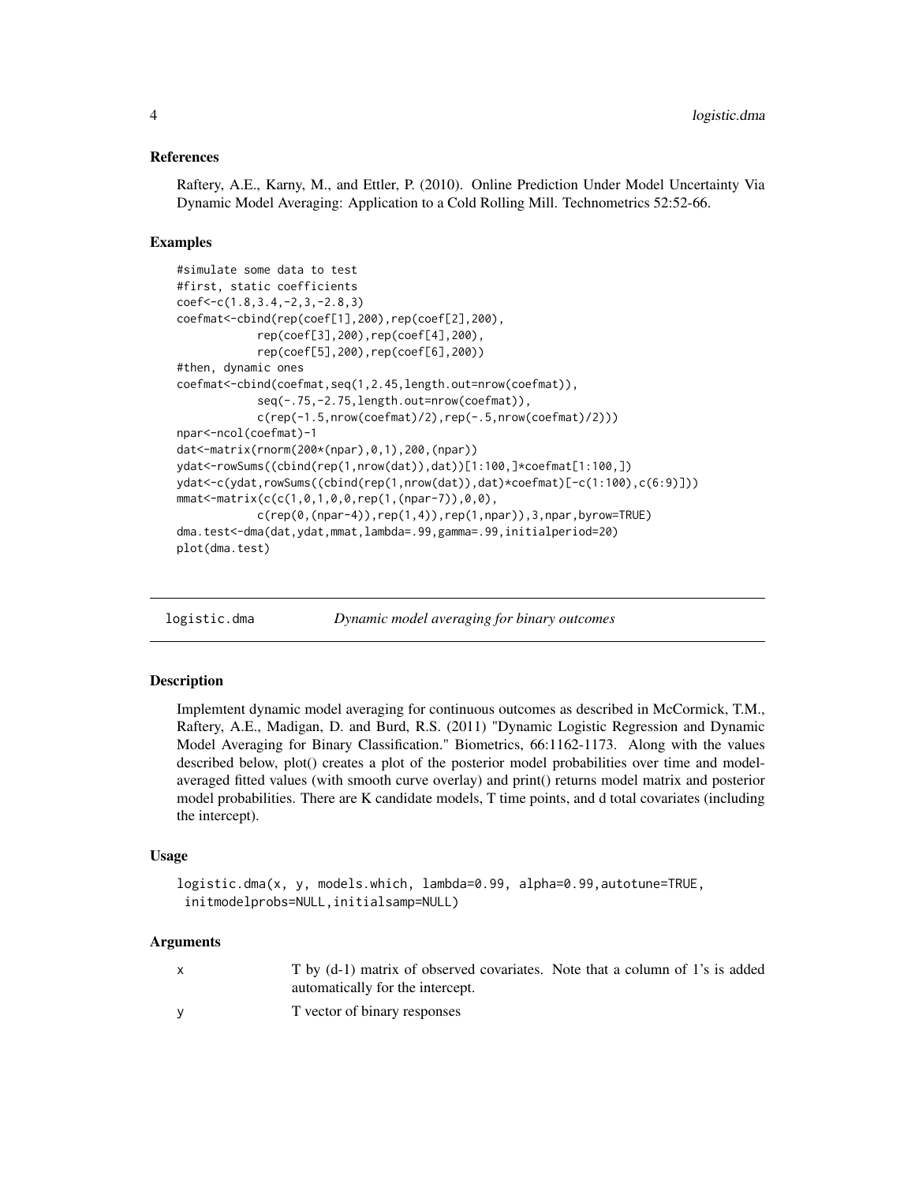### References

Raftery, A.E., Karny, M., and Ettler, P. (2010). Online Prediction Under Model Uncertainty Via Dynamic Model Averaging: Application to a Cold Rolling Mill. Technometrics 52:52-66.

### Examples

```
#simulate some data to test
#first, static coefficients
coef<-c(1.8,3.4,-2,3,-2.8,3)
coefmat<-cbind(rep(coef[1],200),rep(coef[2],200),
            rep(coef[3],200),rep(coef[4],200),
            rep(coef[5],200),rep(coef[6],200))
#then, dynamic ones
coefmat<-cbind(coefmat,seq(1,2.45,length.out=nrow(coefmat)),
            seq(-.75,-2.75,length.out=nrow(coefmat)),
            c(rep(-1.5,nrow(coefmat)/2),rep(-.5,nrow(coefmat)/2)))
npar<-ncol(coefmat)-1
dat<-matrix(rnorm(200*(npar),0,1),200,(npar))
ydat<-rowSums((cbind(rep(1,nrow(dat)),dat))[1:100,]*coefmat[1:100,])
ydat<-c(ydat,rowSums((cbind(rep(1,nrow(dat)),dat)*coefmat)[-c(1:100),c(6:9)]))
mmat<-matrix(c(c(1,0,1,0,0,rep(1,(npar-7)),0,0),
            c(rep(0,(npar-4)),rep(1,4)),rep(1,npar)),3,npar,byrow=TRUE)
dma.test<-dma(dat,ydat,mmat,lambda=.99,gamma=.99,initialperiod=20)
plot(dma.test)
```

---

`logistic.dma` *Dynamic model averaging for binary outcomes*

---

### Description

Implemtent dynamic model averaging for continuous outcomes as described in McCormick, T.M., Raftery, A.E., Madigan, D. and Burd, R.S. (2011) "Dynamic Logistic Regression and Dynamic Model Averaging for Binary Classification." Biometrics, 66:1162-1173. Along with the values described below, plot() creates a plot of the posterior model probabilities over time and model-averaged fitted values (with smooth curve overlay) and print() returns model matrix and posterior model probabilities. There are K candidate models, T time points, and d total covariates (including the intercept).

### Usage

```
logistic.dma(x, y, models.which, lambda=0.99, alpha=0.99,autotune=TRUE,
 initmodelprobs=NULL,initialsamp=NULL)
```

### Arguments

| | |
|---|---|
| x | T by (d-1) matrix of observed covariates. Note that a column of 1's is added automatically for the intercept. |
| y | T vector of binary responses |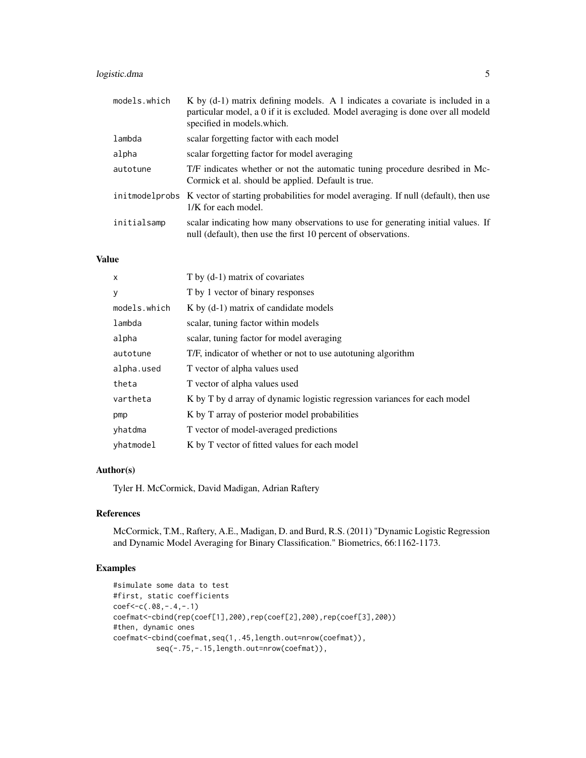| | |
|---|---|
| models.which | K by (d-1) matrix defining models. A 1 indicates a covariate is included in a particular model, a 0 if it is excluded. Model averaging is done over all modeld specified in models.which. |
| lambda | scalar forgetting factor with each model |
| alpha | scalar forgetting factor for model averaging |
| autotune | T/F indicates whether or not the automatic tuning procedure desribed in McCormick et al. should be applied. Default is true. |
| initmodelprobs | K vector of starting probabilities for model averaging. If null (default), then use 1/K for each model. |
| initialsamp | scalar indicating how many observations to use for generating initial values. If null (default), then use the first 10 percent of observations. |

## Value

| | |
|---|---|
| x | T by (d-1) matrix of covariates |
| y | T by 1 vector of binary responses |
| models.which | K by (d-1) matrix of candidate models |
| lambda | scalar, tuning factor within models |
| alpha | scalar, tuning factor for model averaging |
| autotune | T/F, indicator of whether or not to use autotuning algorithm |
| alpha.used | T vector of alpha values used |
| theta | T vector of alpha values used |
| vartheta | K by T by d array of dynamic logistic regression variances for each model |
| pmp | K by T array of posterior model probabilities |
| yhatdma | T vector of model-averaged predictions |
| yhatmodel | K by T vector of fitted values for each model |

## Author(s)

Tyler H. McCormick, David Madigan, Adrian Raftery

## References

McCormick, T.M., Raftery, A.E., Madigan, D. and Burd, R.S. (2011) "Dynamic Logistic Regression and Dynamic Model Averaging for Binary Classification." Biometrics, 66:1162-1173.

## Examples

```
#simulate some data to test
#first, static coefficients
coef<-c(.08,-.4,-.1)
coefmat<-cbind(rep(coef[1],200),rep(coef[2],200),rep(coef[3],200))
#then, dynamic ones
coefmat<-cbind(coefmat,seq(1,.45,length.out=nrow(coefmat)),
          seq(-.75,-.15,length.out=nrow(coefmat)),
```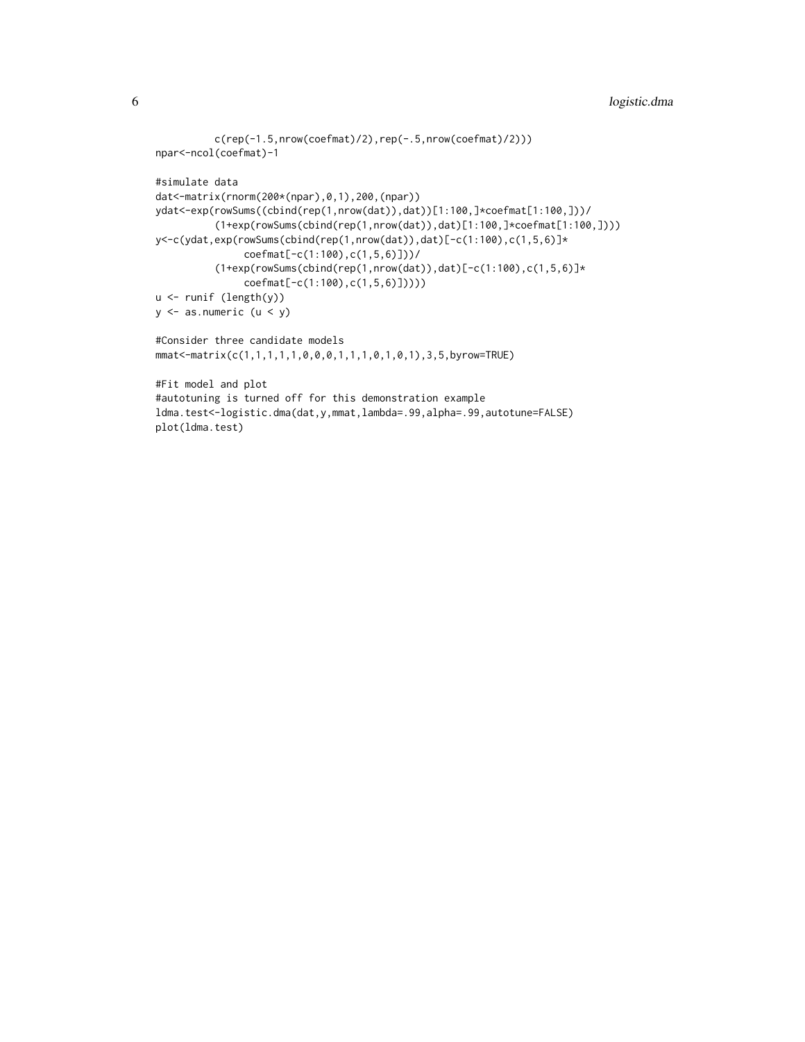```
          c(rep(-1.5,nrow(coefmat)/2),rep(-.5,nrow(coefmat)/2)))
npar<-ncol(coefmat)-1

#simulate data
dat<-matrix(rnorm(200*(npar),0,1),200,(npar))
ydat<-exp(rowSums((cbind(rep(1,nrow(dat)),dat))[1:100,]*coefmat[1:100,]))/
          (1+exp(rowSums(cbind(rep(1,nrow(dat)),dat)[1:100,]*coefmat[1:100,])))
y<-c(ydat,exp(rowSums(cbind(rep(1,nrow(dat)),dat)[-c(1:100),c(1,5,6)]*
               coefmat[-c(1:100),c(1,5,6)]))/
          (1+exp(rowSums(cbind(rep(1,nrow(dat)),dat)[-c(1:100),c(1,5,6)]*
               coefmat[-c(1:100),c(1,5,6)]))))
u <- runif (length(y))
y <- as.numeric (u < y)

#Consider three candidate models
mmat<-matrix(c(1,1,1,1,1,0,0,0,1,1,1,0,1,0,1),3,5,byrow=TRUE)

#Fit model and plot
#autotuning is turned off for this demonstration example
ldma.test<-logistic.dma(dat,y,mmat,lambda=.99,alpha=.99,autotune=FALSE)
plot(ldma.test)
```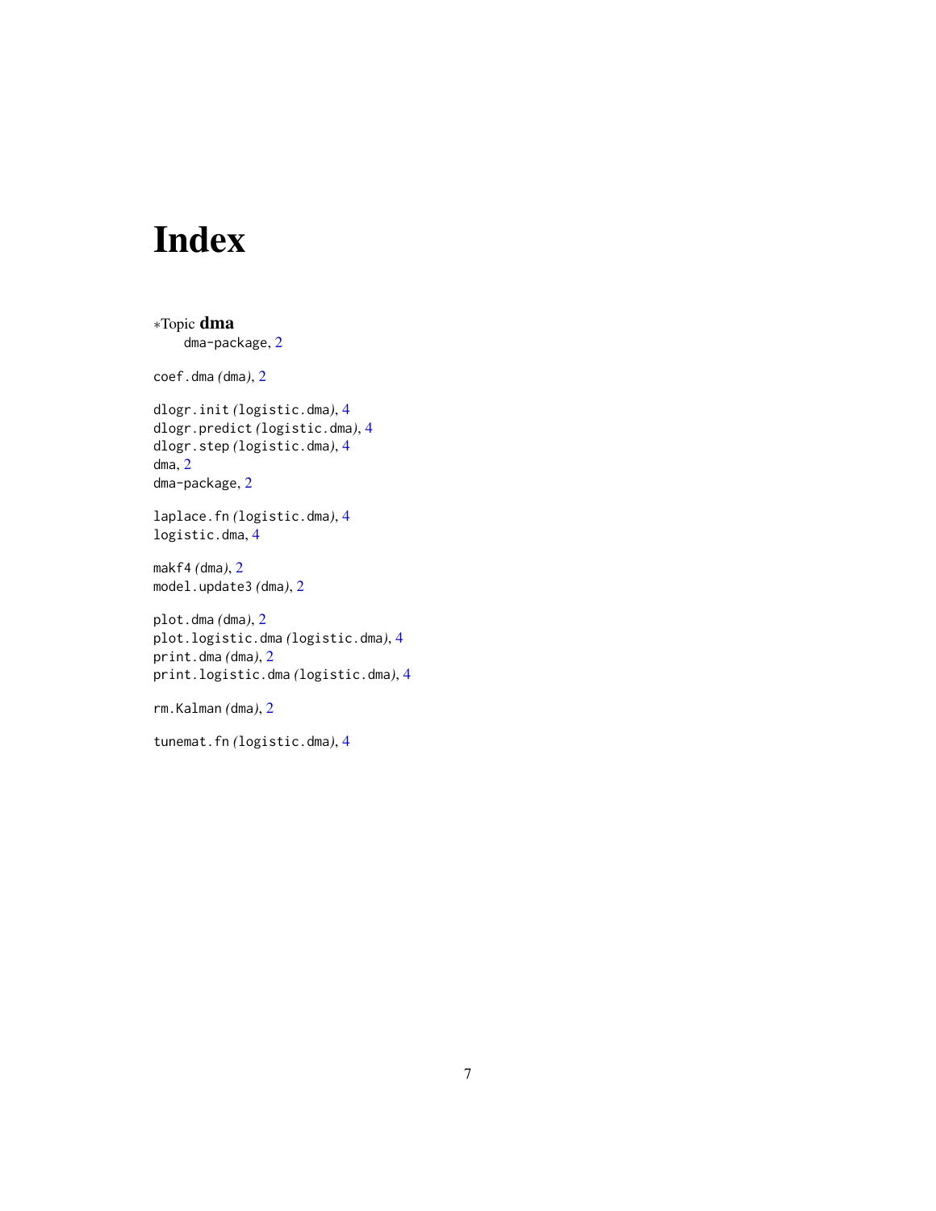# Index

*Topic **dma**
    dma-package, 2

coef.dma *(dma)*, 2

dlogr.init *(logistic.dma)*, 4
dlogr.predict *(logistic.dma)*, 4
dlogr.step *(logistic.dma)*, 4
dma, 2
dma-package, 2

laplace.fn *(logistic.dma)*, 4
logistic.dma, 4

makf4 *(dma)*, 2
model.update3 *(dma)*, 2

plot.dma *(dma)*, 2
plot.logistic.dma *(logistic.dma)*, 4
print.dma *(dma)*, 2
print.logistic.dma *(logistic.dma)*, 4

rm.Kalman *(dma)*, 2

tunemat.fn *(logistic.dma)*, 4